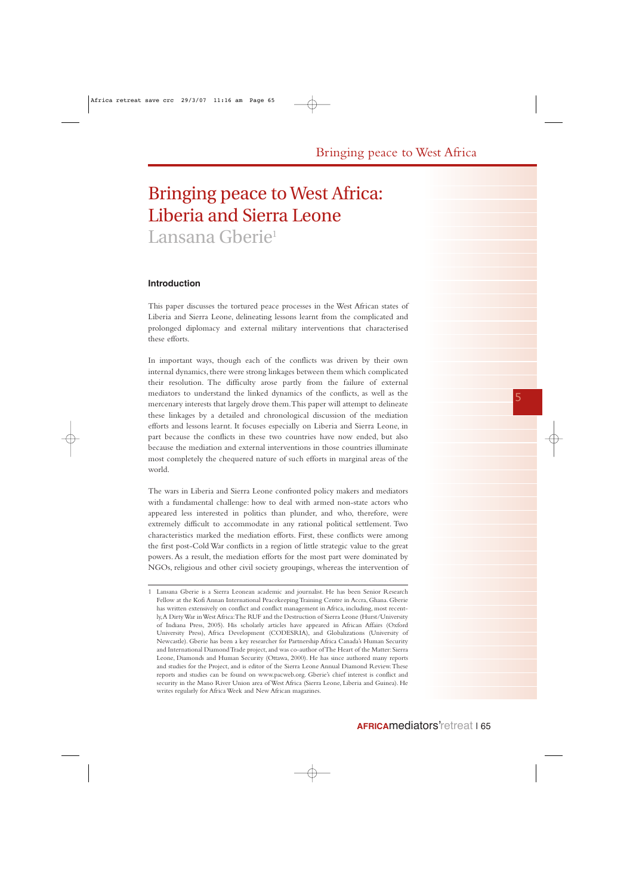# Bringing peace to West Africa: Liberia and Sierra Leone

## Lansana Gberie[1]

### Introduction

This paper discusses the tortured peace processes in the West African states of Liberia and Sierra Leone, delineating lessons learnt from the complicated and prolonged diplomacy and external military interventions that characterised these efforts.

In important ways, though each of the conflicts was driven by their own internal dynamics, there were strong linkages between them which complicated their resolution. The difficulty arose partly from the failure of external mediators to understand the linked dynamics of the conflicts, as well as the mercenary interests that largely drove them. This paper will attempt to delineate these linkages by a detailed and chronological discussion of the mediation efforts and lessons learnt. It focuses especially on Liberia and Sierra Leone, in part because the conflicts in these two countries have now ended, but also because the mediation and external interventions in those countries illuminate most completely the chequered nature of such efforts in marginal areas of the world.

The wars in Liberia and Sierra Leone confronted policy makers and mediators with a fundamental challenge: how to deal with armed non-state actors who appeared less interested in politics than plunder, and who, therefore, were extremely difficult to accommodate in any rational political settlement. Two characteristics marked the mediation efforts. First, these conflicts were among the first post-Cold War conflicts in a region of little strategic value to the great powers. As a result, the mediation efforts for the most part were dominated by NGOs, religious and other civil society groupings, whereas the intervention of

---

1 Lansana Gberie is a Sierra Leonean academic and journalist. He has been Senior Research Fellow at the Kofi Annan International Peacekeeping Training Centre in Accra, Ghana. Gberie has written extensively on conflict and conflict management in Africa, including, most recently, A Dirty War in West Africa: The RUF and the Destruction of Sierra Leone (Hurst/University of Indiana Press, 2005). His scholarly articles have appeared in African Affairs (Oxford University Press), Africa Development (CODESRIA), and Globalizations (University of Newcastle). Gberie has been a key researcher for Partnership Africa Canada's Human Security and International Diamond Trade project, and was co-author of The Heart of the Matter: Sierra Leone, Diamonds and Human Security (Ottawa, 2000). He has since authored many reports and studies for the Project, and is editor of the Sierra Leone Annual Diamond Review. These reports and studies can be found on www.pacweb.org. Gberie's chief interest is conflict and security in the Mano River Union area of West Africa (Sierra Leone, Liberia and Guinea). He writes regularly for Africa Week and New African magazines.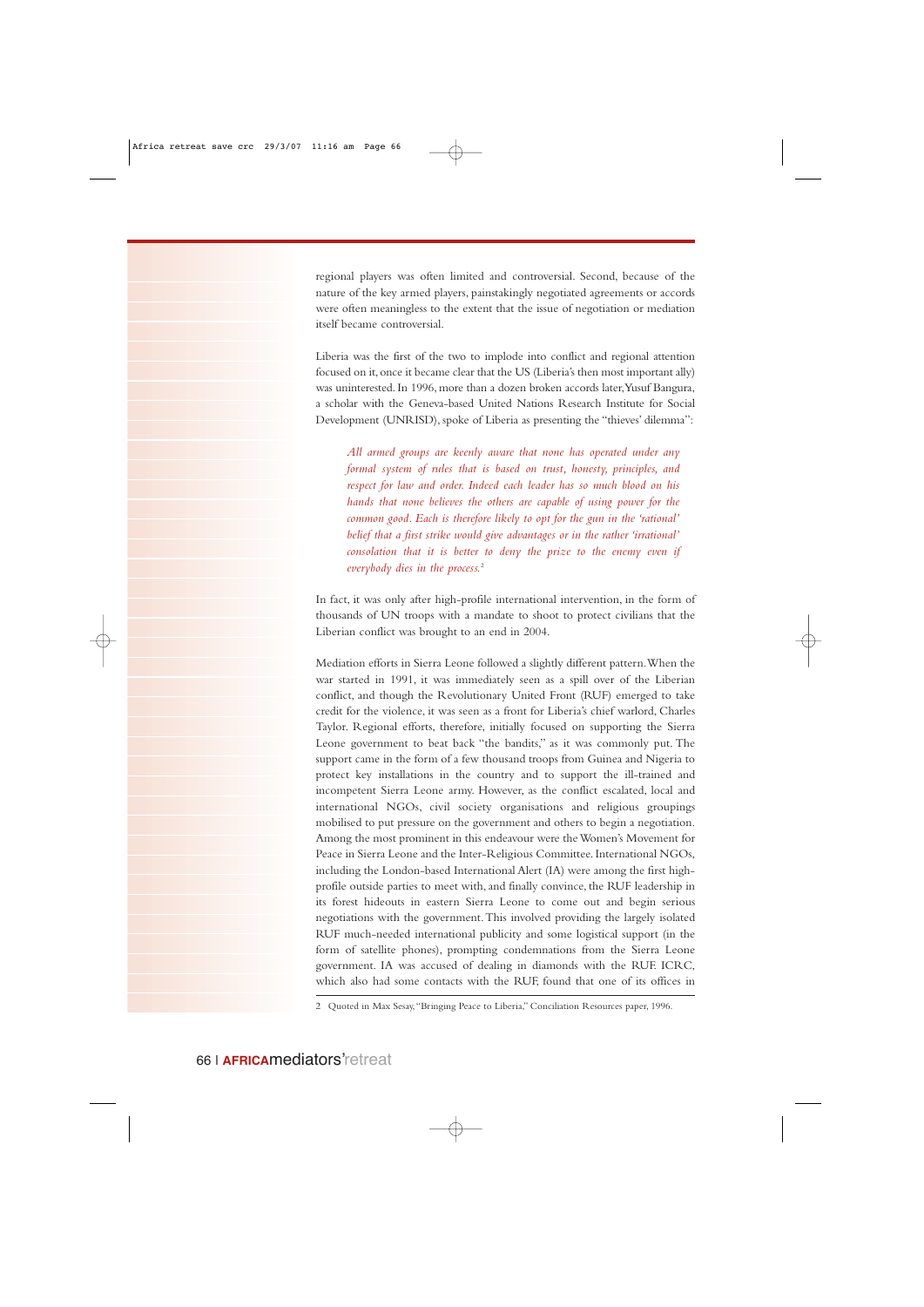regional players was often limited and controversial. Second, because of the nature of the key armed players, painstakingly negotiated agreements or accords were often meaningless to the extent that the issue of negotiation or mediation itself became controversial.

Liberia was the first of the two to implode into conflict and regional attention focused on it, once it became clear that the US (Liberia's then most important ally) was uninterested. In 1996, more than a dozen broken accords later, Yusuf Bangura, a scholar with the Geneva-based United Nations Research Institute for Social Development (UNRISD), spoke of Liberia as presenting the "thieves' dilemma":

> *All armed groups are keenly aware that none has operated under any formal system of rules that is based on trust, honesty, principles, and respect for law and order. Indeed each leader has so much blood on his hands that none believes the others are capable of using power for the common good. Each is therefore likely to opt for the gun in the 'rational' belief that a first strike would give advantages or in the rather 'irrational' consolation that it is better to deny the prize to the enemy even if everybody dies in the process.*[2]

In fact, it was only after high-profile international intervention, in the form of thousands of UN troops with a mandate to shoot to protect civilians that the Liberian conflict was brought to an end in 2004.

Mediation efforts in Sierra Leone followed a slightly different pattern. When the war started in 1991, it was immediately seen as a spill over of the Liberian conflict, and though the Revolutionary United Front (RUF) emerged to take credit for the violence, it was seen as a front for Liberia's chief warlord, Charles Taylor. Regional efforts, therefore, initially focused on supporting the Sierra Leone government to beat back "the bandits," as it was commonly put. The support came in the form of a few thousand troops from Guinea and Nigeria to protect key installations in the country and to support the ill-trained and incompetent Sierra Leone army. However, as the conflict escalated, local and international NGOs, civil society organisations and religious groupings mobilised to put pressure on the government and others to begin a negotiation. Among the most prominent in this endeavour were the Women's Movement for Peace in Sierra Leone and the Inter-Religious Committee. International NGOs, including the London-based International Alert (IA) were among the first high-profile outside parties to meet with, and finally convince, the RUF leadership in its forest hideouts in eastern Sierra Leone to come out and begin serious negotiations with the government. This involved providing the largely isolated RUF much-needed international publicity and some logistical support (in the form of satellite phones), prompting condemnations from the Sierra Leone government. IA was accused of dealing in diamonds with the RUF. ICRC, which also had some contacts with the RUF, found that one of its offices in

2 Quoted in Max Sesay, "Bringing Peace to Liberia," Conciliation Resources paper, 1996.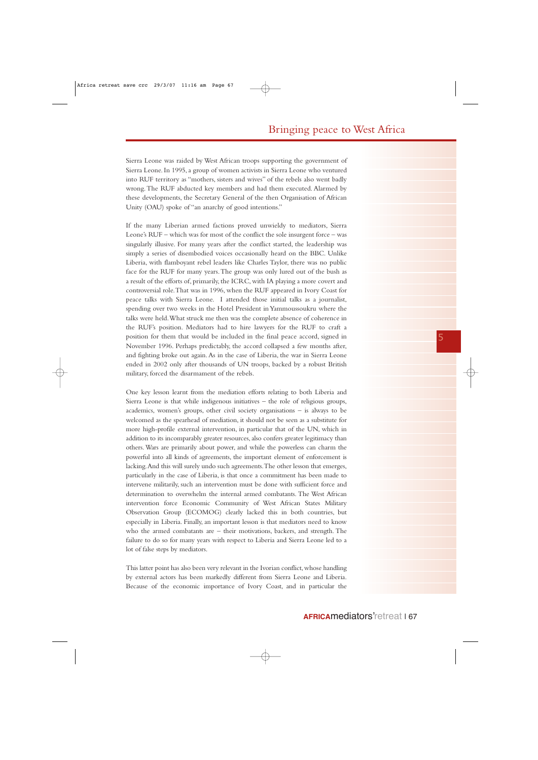Sierra Leone was raided by West African troops supporting the government of Sierra Leone. In 1995, a group of women activists in Sierra Leone who ventured into RUF territory as "mothers, sisters and wives" of the rebels also went badly wrong. The RUF abducted key members and had them executed. Alarmed by these developments, the Secretary General of the then Organisation of African Unity (OAU) spoke of "an anarchy of good intentions."

If the many Liberian armed factions proved unwieldy to mediators, Sierra Leone's RUF – which was for most of the conflict the sole insurgent force – was singularly illusive. For many years after the conflict started, the leadership was simply a series of disembodied voices occasionally heard on the BBC. Unlike Liberia, with flamboyant rebel leaders like Charles Taylor, there was no public face for the RUF for many years. The group was only lured out of the bush as a result of the efforts of, primarily, the ICRC, with IA playing a more covert and controversial role. That was in 1996, when the RUF appeared in Ivory Coast for peace talks with Sierra Leone. I attended those initial talks as a journalist, spending over two weeks in the Hotel President in Yammoussoukru where the talks were held. What struck me then was the complete absence of coherence in the RUF's position. Mediators had to hire lawyers for the RUF to craft a position for them that would be included in the final peace accord, signed in November 1996. Perhaps predictably, the accord collapsed a few months after, and fighting broke out again. As in the case of Liberia, the war in Sierra Leone ended in 2002 only after thousands of UN troops, backed by a robust British military, forced the disarmament of the rebels.

One key lesson learnt from the mediation efforts relating to both Liberia and Sierra Leone is that while indigenous initiatives – the role of religious groups, academics, women's groups, other civil society organisations – is always to be welcomed as the spearhead of mediation, it should not be seen as a substitute for more high-profile external intervention, in particular that of the UN, which in addition to its incomparably greater resources, also confers greater legitimacy than others. Wars are primarily about power, and while the powerless can charm the powerful into all kinds of agreements, the important element of enforcement is lacking. And this will surely undo such agreements. The other lesson that emerges, particularly in the case of Liberia, is that once a commitment has been made to intervene militarily, such an intervention must be done with sufficient force and determination to overwhelm the internal armed combatants. The West African intervention force Economic Community of West African States Military Observation Group (ECOMOG) clearly lacked this in both countries, but especially in Liberia. Finally, an important lesson is that mediators need to know who the armed combatants are – their motivations, backers, and strength. The failure to do so for many years with respect to Liberia and Sierra Leone led to a lot of false steps by mediators.

This latter point has also been very relevant in the Ivorian conflict, whose handling by external actors has been markedly different from Sierra Leone and Liberia. Because of the economic importance of Ivory Coast, and in particular the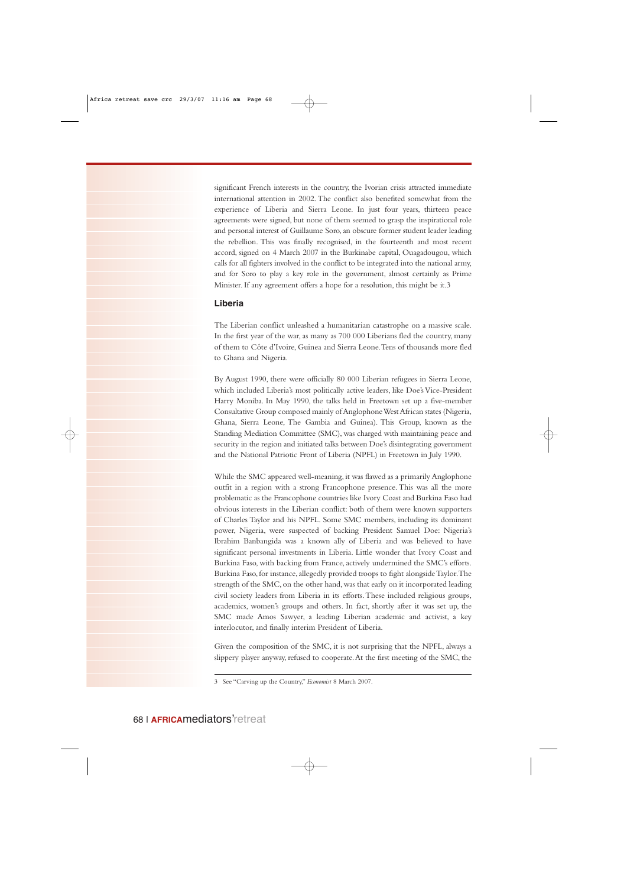significant French interests in the country, the Ivorian crisis attracted immediate international attention in 2002. The conflict also benefited somewhat from the experience of Liberia and Sierra Leone. In just four years, thirteen peace agreements were signed, but none of them seemed to grasp the inspirational role and personal interest of Guillaume Soro, an obscure former student leader leading the rebellion. This was finally recognised, in the fourteenth and most recent accord, signed on 4 March 2007 in the Burkinabe capital, Ouagadougou, which calls for all fighters involved in the conflict to be integrated into the national army, and for Soro to play a key role in the government, almost certainly as Prime Minister. If any agreement offers a hope for a resolution, this might be it.[3]

## Liberia

The Liberian conflict unleashed a humanitarian catastrophe on a massive scale. In the first year of the war, as many as 700 000 Liberians fled the country, many of them to Côte d'Ivoire, Guinea and Sierra Leone. Tens of thousands more fled to Ghana and Nigeria.

By August 1990, there were officially 80 000 Liberian refugees in Sierra Leone, which included Liberia's most politically active leaders, like Doe's Vice-President Harry Moniba. In May 1990, the talks held in Freetown set up a five-member Consultative Group composed mainly of Anglophone West African states (Nigeria, Ghana, Sierra Leone, The Gambia and Guinea). This Group, known as the Standing Mediation Committee (SMC), was charged with maintaining peace and security in the region and initiated talks between Doe's disintegrating government and the National Patriotic Front of Liberia (NPFL) in Freetown in July 1990.

While the SMC appeared well-meaning, it was flawed as a primarily Anglophone outfit in a region with a strong Francophone presence. This was all the more problematic as the Francophone countries like Ivory Coast and Burkina Faso had obvious interests in the Liberian conflict: both of them were known supporters of Charles Taylor and his NPFL. Some SMC members, including its dominant power, Nigeria, were suspected of backing President Samuel Doe: Nigeria's Ibrahim Banbangida was a known ally of Liberia and was believed to have significant personal investments in Liberia. Little wonder that Ivory Coast and Burkina Faso, with backing from France, actively undermined the SMC's efforts. Burkina Faso, for instance, allegedly provided troops to fight alongside Taylor. The strength of the SMC, on the other hand, was that early on it incorporated leading civil society leaders from Liberia in its efforts. These included religious groups, academics, women's groups and others. In fact, shortly after it was set up, the SMC made Amos Sawyer, a leading Liberian academic and activist, a key interlocutor, and finally interim President of Liberia.

Given the composition of the SMC, it is not surprising that the NPFL, always a slippery player anyway, refused to cooperate. At the first meeting of the SMC, the

---

3 See "Carving up the Country," *Economist* 8 March 2007.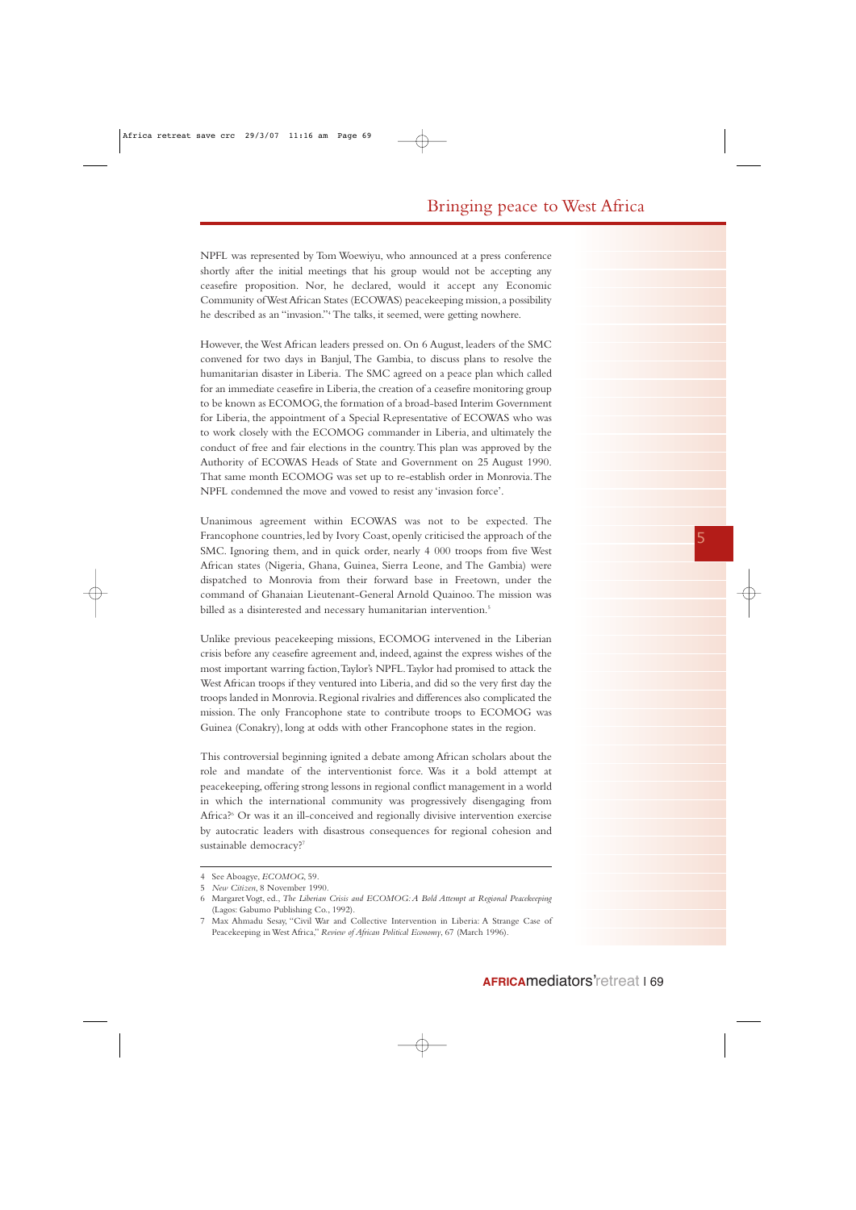NPFL was represented by Tom Woewiyu, who announced at a press conference shortly after the initial meetings that his group would not be accepting any ceasefire proposition. Nor, he declared, would it accept any Economic Community of West African States (ECOWAS) peacekeeping mission, a possibility he described as an "invasion."[4] The talks, it seemed, were getting nowhere.

However, the West African leaders pressed on. On 6 August, leaders of the SMC convened for two days in Banjul, The Gambia, to discuss plans to resolve the humanitarian disaster in Liberia. The SMC agreed on a peace plan which called for an immediate ceasefire in Liberia, the creation of a ceasefire monitoring group to be known as ECOMOG, the formation of a broad-based Interim Government for Liberia, the appointment of a Special Representative of ECOWAS who was to work closely with the ECOMOG commander in Liberia, and ultimately the conduct of free and fair elections in the country. This plan was approved by the Authority of ECOWAS Heads of State and Government on 25 August 1990. That same month ECOMOG was set up to re-establish order in Monrovia. The NPFL condemned the move and vowed to resist any 'invasion force'.

Unanimous agreement within ECOWAS was not to be expected. The Francophone countries, led by Ivory Coast, openly criticised the approach of the SMC. Ignoring them, and in quick order, nearly 4 000 troops from five West African states (Nigeria, Ghana, Guinea, Sierra Leone, and The Gambia) were dispatched to Monrovia from their forward base in Freetown, under the command of Ghanaian Lieutenant-General Arnold Quainoo. The mission was billed as a disinterested and necessary humanitarian intervention.[5]

Unlike previous peacekeeping missions, ECOMOG intervened in the Liberian crisis before any ceasefire agreement and, indeed, against the express wishes of the most important warring faction, Taylor's NPFL. Taylor had promised to attack the West African troops if they ventured into Liberia, and did so the very first day the troops landed in Monrovia. Regional rivalries and differences also complicated the mission. The only Francophone state to contribute troops to ECOMOG was Guinea (Conakry), long at odds with other Francophone states in the region.

This controversial beginning ignited a debate among African scholars about the role and mandate of the interventionist force. Was it a bold attempt at peacekeeping, offering strong lessons in regional conflict management in a world in which the international community was progressively disengaging from Africa?[6] Or was it an ill-conceived and regionally divisive intervention exercise by autocratic leaders with disastrous consequences for regional cohesion and sustainable democracy?[7]

---

4 See Aboagye, *ECOMOG*, 59.

5 *New Citizen*, 8 November 1990.

6 Margaret Vogt, ed., *The Liberian Crisis and ECOMOG: A Bold Attempt at Regional Peacekeeping* (Lagos: Gabumo Publishing Co., 1992).

7 Max Ahmadu Sesay, "Civil War and Collective Intervention in Liberia: A Strange Case of Peacekeeping in West Africa," *Review of African Political Economy*, 67 (March 1996).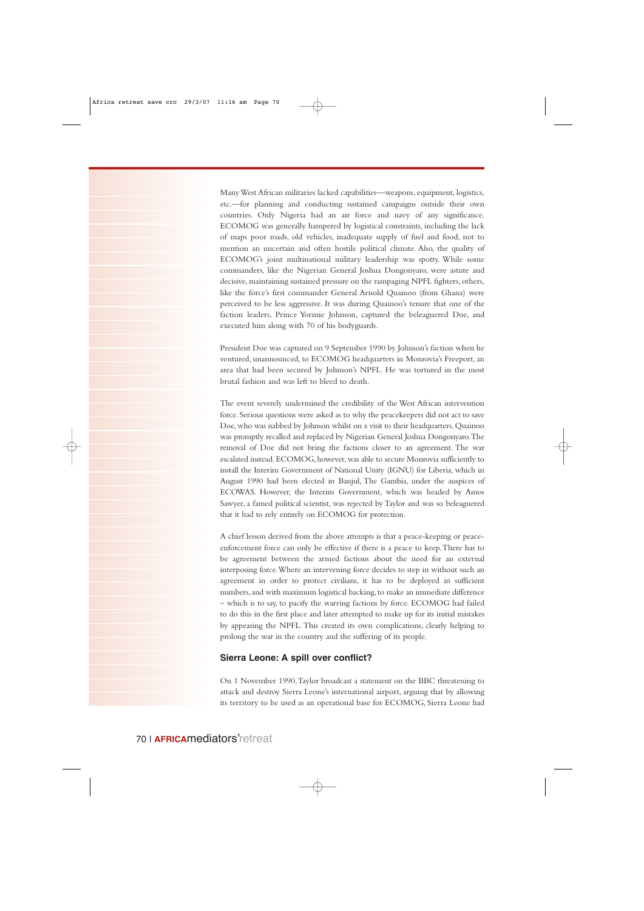Many West African militaries lacked capabilities—weapons, equipment, logistics, etc.—for planning and conducting sustained campaigns outside their own countries. Only Nigeria had an air force and navy of any significance. ECOMOG was generally hampered by logistical constraints, including the lack of maps poor roads, old vehicles, inadequate supply of fuel and food, not to mention an uncertain and often hostile political climate. Also, the quality of ECOMOG's joint multinational military leadership was spotty. While some commanders, like the Nigerian General Joshua Dongonyaro, were astute and decisive, maintaining sustained pressure on the rampaging NPFL fighters, others, like the force's first commander General Arnold Quainoo (from Ghana) were perceived to be less aggressive. It was during Quainoo's tenure that one of the faction leaders, Prince Yormie Johnson, captured the beleaguered Doe, and executed him along with 70 of his bodyguards.

President Doe was captured on 9 September 1990 by Johnson's faction when he ventured, unannounced, to ECOMOG headquarters in Monrovia's Freeport, an area that had been secured by Johnson's NPFL. He was tortured in the most brutal fashion and was left to bleed to death.

The event severely undermined the credibility of the West African intervention force. Serious questions were asked as to why the peacekeepers did not act to save Doe, who was nabbed by Johnson whilst on a visit to their headquarters. Quainoo was promptly recalled and replaced by Nigerian General Joshua Dongonyaro. The removal of Doe did not bring the factions closer to an agreement. The war escalated instead. ECOMOG, however, was able to secure Monrovia sufficiently to install the Interim Government of National Unity (IGNU) for Liberia, which in August 1990 had been elected in Banjul, The Gambia, under the auspices of ECOWAS. However, the Interim Government, which was headed by Amos Sawyer, a famed political scientist, was rejected by Taylor and was so beleaguered that it had to rely entirely on ECOMOG for protection.

A chief lesson derived from the above attempts is that a peace-keeping or peace-enforcement force can only be effective if there is a peace to keep. There has to be agreement between the armed factions about the need for an external interposing force. Where an intervening force decides to step in without such an agreement in order to protect civilians, it has to be deployed in sufficient numbers, and with maximum logistical backing, to make an immediate difference – which is to say, to pacify the warring factions by force. ECOMOG had failed to do this in the first place and later attempted to make up for its initial mistakes by appeasing the NPFL. This created its own complications, clearly helping to prolong the war in the country and the suffering of its people.

### Sierra Leone: A spill over conflict?

On 1 November 1990, Taylor broadcast a statement on the BBC threatening to attack and destroy Sierra Leone's international airport, arguing that by allowing its territory to be used as an operational base for ECOMOG, Sierra Leone had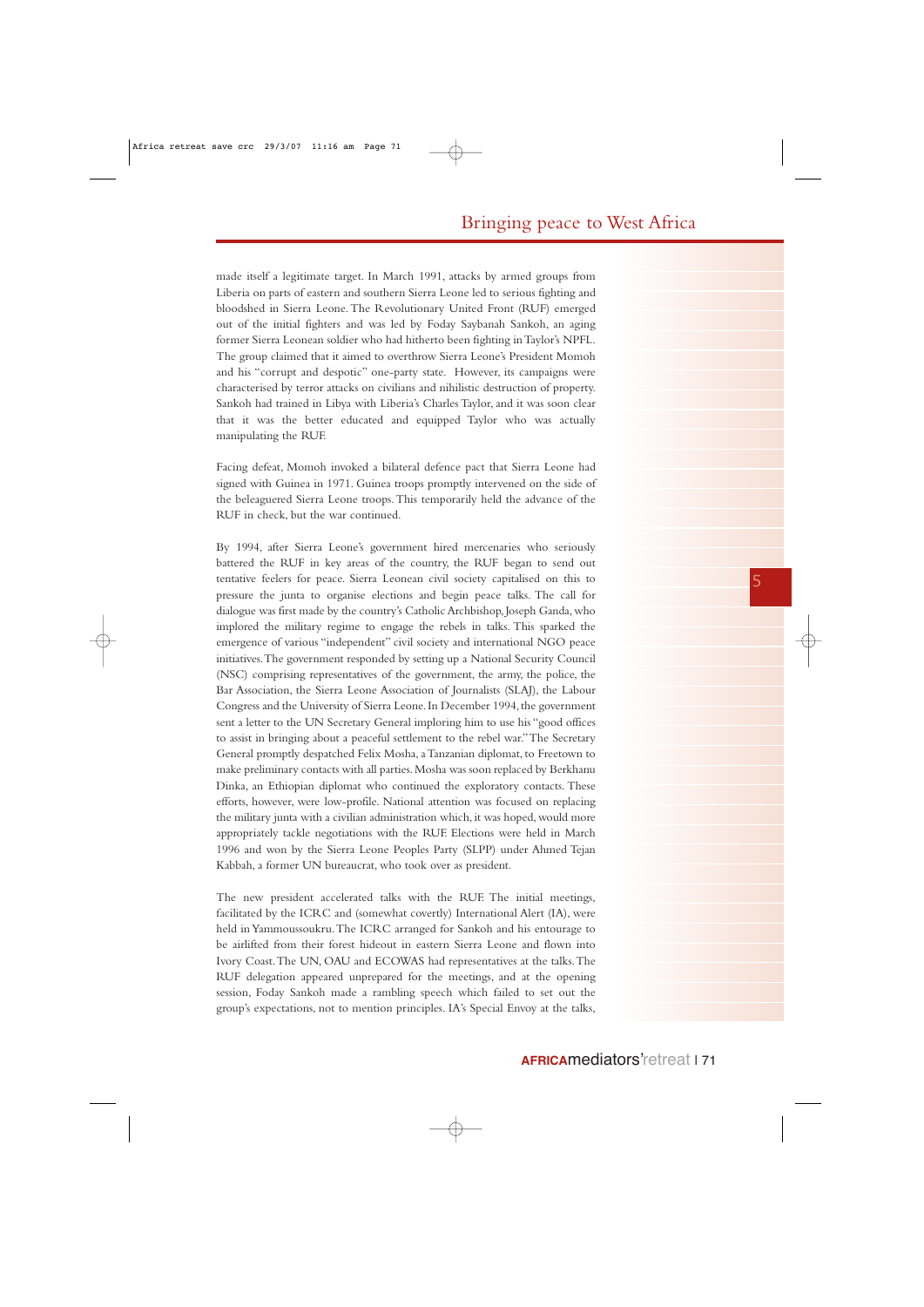made itself a legitimate target. In March 1991, attacks by armed groups from Liberia on parts of eastern and southern Sierra Leone led to serious fighting and bloodshed in Sierra Leone. The Revolutionary United Front (RUF) emerged out of the initial fighters and was led by Foday Saybanah Sankoh, an aging former Sierra Leonean soldier who had hitherto been fighting in Taylor's NPFL. The group claimed that it aimed to overthrow Sierra Leone's President Momoh and his "corrupt and despotic" one-party state. However, its campaigns were characterised by terror attacks on civilians and nihilistic destruction of property. Sankoh had trained in Libya with Liberia's Charles Taylor, and it was soon clear that it was the better educated and equipped Taylor who was actually manipulating the RUF.

Facing defeat, Momoh invoked a bilateral defence pact that Sierra Leone had signed with Guinea in 1971. Guinea troops promptly intervened on the side of the beleaguered Sierra Leone troops. This temporarily held the advance of the RUF in check, but the war continued.

By 1994, after Sierra Leone's government hired mercenaries who seriously battered the RUF in key areas of the country, the RUF began to send out tentative feelers for peace. Sierra Leonean civil society capitalised on this to pressure the junta to organise elections and begin peace talks. The call for dialogue was first made by the country's Catholic Archbishop, Joseph Ganda, who implored the military regime to engage the rebels in talks. This sparked the emergence of various "independent" civil society and international NGO peace initiatives. The government responded by setting up a National Security Council (NSC) comprising representatives of the government, the army, the police, the Bar Association, the Sierra Leone Association of Journalists (SLAJ), the Labour Congress and the University of Sierra Leone. In December 1994, the government sent a letter to the UN Secretary General imploring him to use his "good offices to assist in bringing about a peaceful settlement to the rebel war." The Secretary General promptly despatched Felix Mosha, a Tanzanian diplomat, to Freetown to make preliminary contacts with all parties. Mosha was soon replaced by Berkhanu Dinka, an Ethiopian diplomat who continued the exploratory contacts. These efforts, however, were low-profile. National attention was focused on replacing the military junta with a civilian administration which, it was hoped, would more appropriately tackle negotiations with the RUF. Elections were held in March 1996 and won by the Sierra Leone Peoples Party (SLPP) under Ahmed Tejan Kabbah, a former UN bureaucrat, who took over as president.

The new president accelerated talks with the RUF. The initial meetings, facilitated by the ICRC and (somewhat covertly) International Alert (IA), were held in Yammoussoukru. The ICRC arranged for Sankoh and his entourage to be airlifted from their forest hideout in eastern Sierra Leone and flown into Ivory Coast. The UN, OAU and ECOWAS had representatives at the talks. The RUF delegation appeared unprepared for the meetings, and at the opening session, Foday Sankoh made a rambling speech which failed to set out the group's expectations, not to mention principles. IA's Special Envoy at the talks,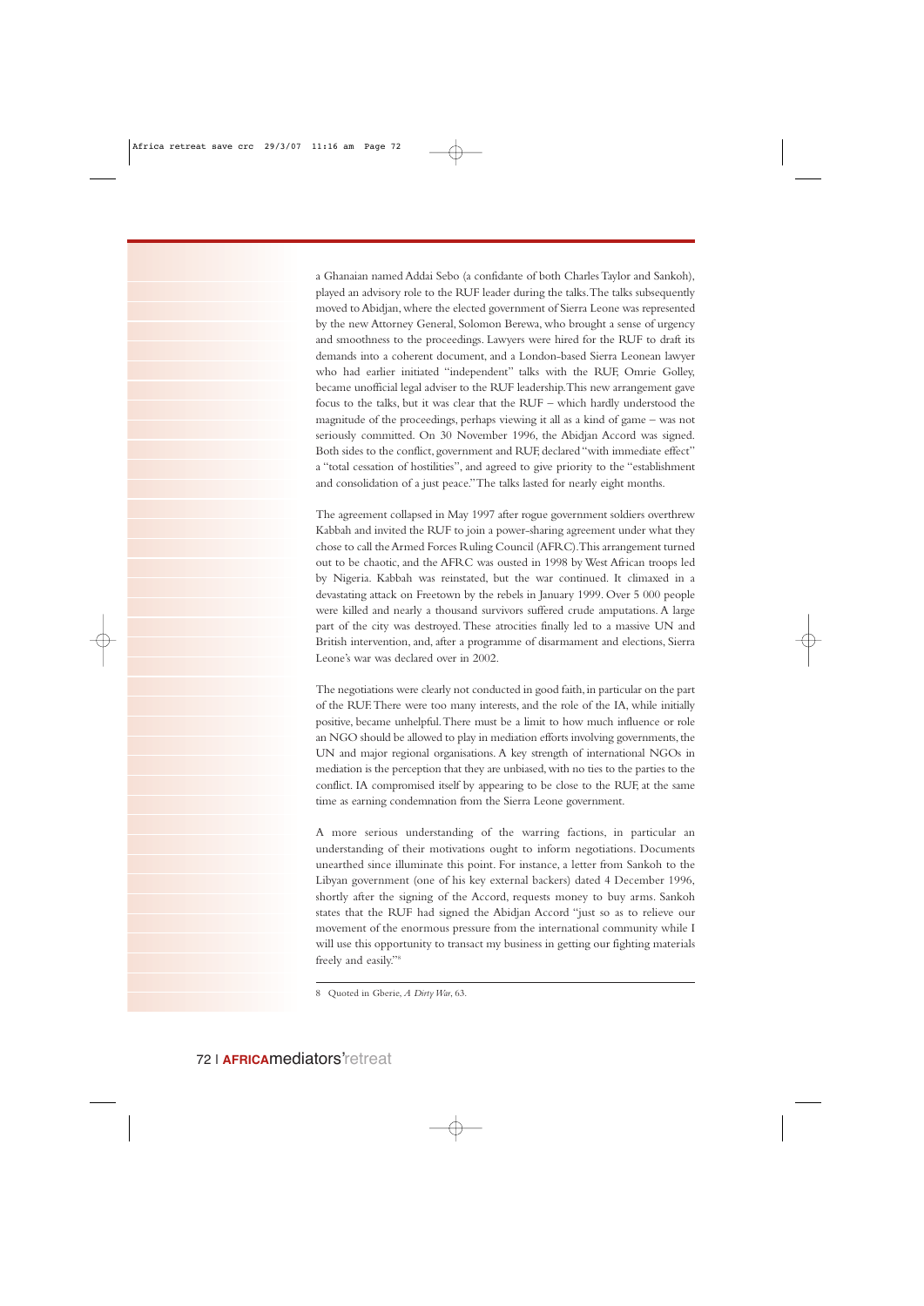a Ghanaian named Addai Sebo (a confidante of both Charles Taylor and Sankoh), played an advisory role to the RUF leader during the talks. The talks subsequently moved to Abidjan, where the elected government of Sierra Leone was represented by the new Attorney General, Solomon Berewa, who brought a sense of urgency and smoothness to the proceedings. Lawyers were hired for the RUF to draft its demands into a coherent document, and a London-based Sierra Leonean lawyer who had earlier initiated "independent" talks with the RUF, Omrie Golley, became unofficial legal adviser to the RUF leadership. This new arrangement gave focus to the talks, but it was clear that the RUF – which hardly understood the magnitude of the proceedings, perhaps viewing it all as a kind of game – was not seriously committed. On 30 November 1996, the Abidjan Accord was signed. Both sides to the conflict, government and RUF, declared "with immediate effect" a "total cessation of hostilities", and agreed to give priority to the "establishment and consolidation of a just peace." The talks lasted for nearly eight months.

The agreement collapsed in May 1997 after rogue government soldiers overthrew Kabbah and invited the RUF to join a power-sharing agreement under what they chose to call the Armed Forces Ruling Council (AFRC). This arrangement turned out to be chaotic, and the AFRC was ousted in 1998 by West African troops led by Nigeria. Kabbah was reinstated, but the war continued. It climaxed in a devastating attack on Freetown by the rebels in January 1999. Over 5 000 people were killed and nearly a thousand survivors suffered crude amputations. A large part of the city was destroyed. These atrocities finally led to a massive UN and British intervention, and, after a programme of disarmament and elections, Sierra Leone's war was declared over in 2002.

The negotiations were clearly not conducted in good faith, in particular on the part of the RUF. There were too many interests, and the role of the IA, while initially positive, became unhelpful. There must be a limit to how much influence or role an NGO should be allowed to play in mediation efforts involving governments, the UN and major regional organisations. A key strength of international NGOs in mediation is the perception that they are unbiased, with no ties to the parties to the conflict. IA compromised itself by appearing to be close to the RUF, at the same time as earning condemnation from the Sierra Leone government.

A more serious understanding of the warring factions, in particular an understanding of their motivations ought to inform negotiations. Documents unearthed since illuminate this point. For instance, a letter from Sankoh to the Libyan government (one of his key external backers) dated 4 December 1996, shortly after the signing of the Accord, requests money to buy arms. Sankoh states that the RUF had signed the Abidjan Accord "just so as to relieve our movement of the enormous pressure from the international community while I will use this opportunity to transact my business in getting our fighting materials freely and easily."[8]

8 Quoted in Gberie, *A Dirty War*, 63.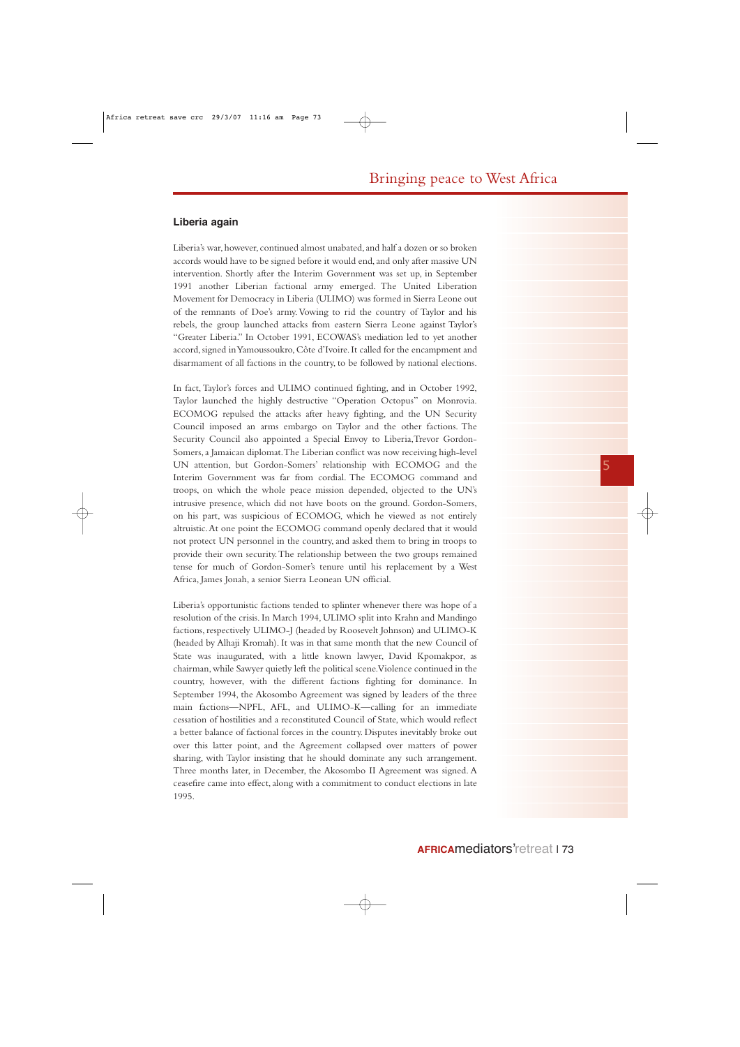## Liberia again

Liberia's war, however, continued almost unabated, and half a dozen or so broken accords would have to be signed before it would end, and only after massive UN intervention. Shortly after the Interim Government was set up, in September 1991 another Liberian factional army emerged. The United Liberation Movement for Democracy in Liberia (ULIMO) was formed in Sierra Leone out of the remnants of Doe's army. Vowing to rid the country of Taylor and his rebels, the group launched attacks from eastern Sierra Leone against Taylor's "Greater Liberia." In October 1991, ECOWAS's mediation led to yet another accord, signed in Yamoussoukro, Côte d'Ivoire. It called for the encampment and disarmament of all factions in the country, to be followed by national elections.

In fact, Taylor's forces and ULIMO continued fighting, and in October 1992, Taylor launched the highly destructive "Operation Octopus" on Monrovia. ECOMOG repulsed the attacks after heavy fighting, and the UN Security Council imposed an arms embargo on Taylor and the other factions. The Security Council also appointed a Special Envoy to Liberia, Trevor Gordon-Somers, a Jamaican diplomat. The Liberian conflict was now receiving high-level UN attention, but Gordon-Somers' relationship with ECOMOG and the Interim Government was far from cordial. The ECOMOG command and troops, on which the whole peace mission depended, objected to the UN's intrusive presence, which did not have boots on the ground. Gordon-Somers, on his part, was suspicious of ECOMOG, which he viewed as not entirely altruistic. At one point the ECOMOG command openly declared that it would not protect UN personnel in the country, and asked them to bring in troops to provide their own security. The relationship between the two groups remained tense for much of Gordon-Somer's tenure until his replacement by a West Africa, James Jonah, a senior Sierra Leonean UN official.

Liberia's opportunistic factions tended to splinter whenever there was hope of a resolution of the crisis. In March 1994, ULIMO split into Krahn and Mandingo factions, respectively ULIMO-J (headed by Roosevelt Johnson) and ULIMO-K (headed by Alhaji Kromah). It was in that same month that the new Council of State was inaugurated, with a little known lawyer, David Kpomakpor, as chairman, while Sawyer quietly left the political scene. Violence continued in the country, however, with the different factions fighting for dominance. In September 1994, the Akosombo Agreement was signed by leaders of the three main factions—NPFL, AFL, and ULIMO-K—calling for an immediate cessation of hostilities and a reconstituted Council of State, which would reflect a better balance of factional forces in the country. Disputes inevitably broke out over this latter point, and the Agreement collapsed over matters of power sharing, with Taylor insisting that he should dominate any such arrangement. Three months later, in December, the Akosombo II Agreement was signed. A ceasefire came into effect, along with a commitment to conduct elections in late 1995.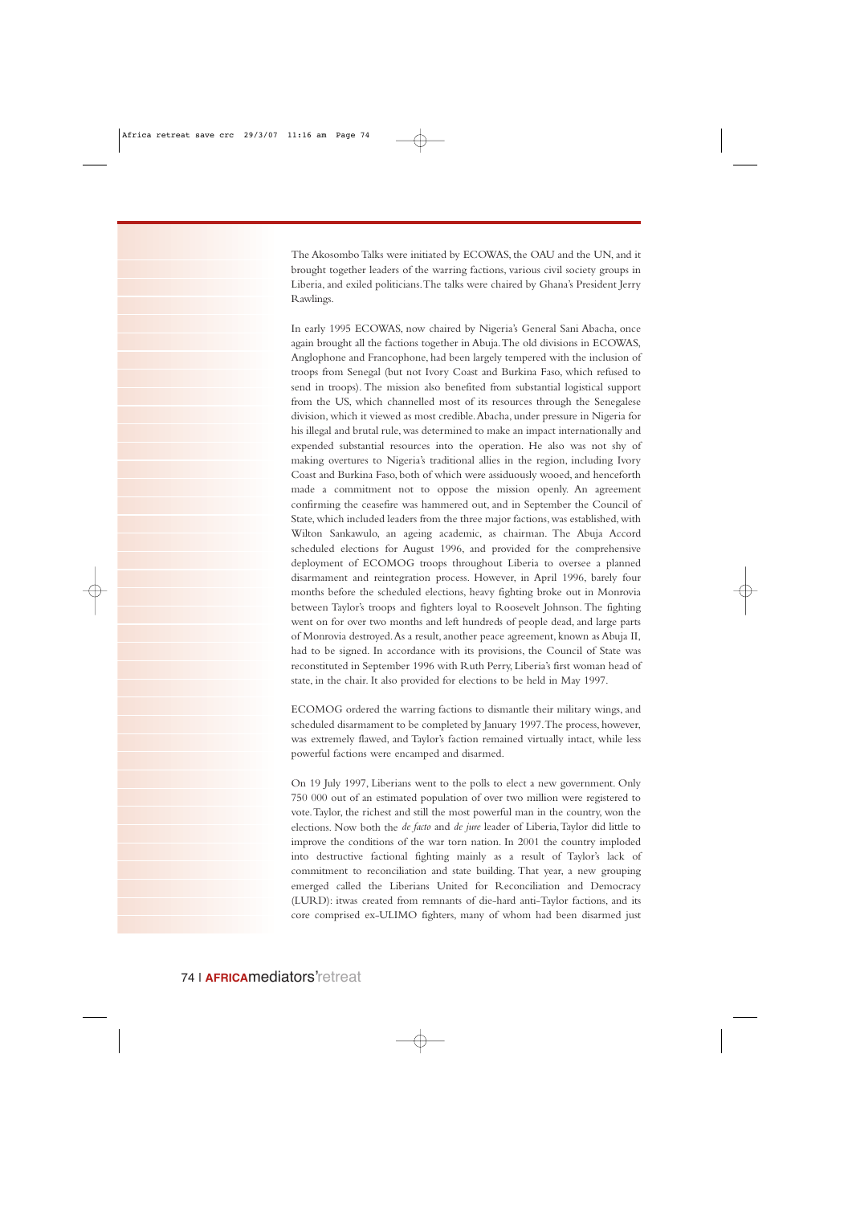The Akosombo Talks were initiated by ECOWAS, the OAU and the UN, and it brought together leaders of the warring factions, various civil society groups in Liberia, and exiled politicians. The talks were chaired by Ghana's President Jerry Rawlings.

In early 1995 ECOWAS, now chaired by Nigeria's General Sani Abacha, once again brought all the factions together in Abuja. The old divisions in ECOWAS, Anglophone and Francophone, had been largely tempered with the inclusion of troops from Senegal (but not Ivory Coast and Burkina Faso, which refused to send in troops). The mission also benefited from substantial logistical support from the US, which channelled most of its resources through the Senegalese division, which it viewed as most credible. Abacha, under pressure in Nigeria for his illegal and brutal rule, was determined to make an impact internationally and expended substantial resources into the operation. He also was not shy of making overtures to Nigeria's traditional allies in the region, including Ivory Coast and Burkina Faso, both of which were assiduously wooed, and henceforth made a commitment not to oppose the mission openly. An agreement confirming the ceasefire was hammered out, and in September the Council of State, which included leaders from the three major factions, was established, with Wilton Sankawulo, an ageing academic, as chairman. The Abuja Accord scheduled elections for August 1996, and provided for the comprehensive deployment of ECOMOG troops throughout Liberia to oversee a planned disarmament and reintegration process. However, in April 1996, barely four months before the scheduled elections, heavy fighting broke out in Monrovia between Taylor's troops and fighters loyal to Roosevelt Johnson. The fighting went on for over two months and left hundreds of people dead, and large parts of Monrovia destroyed. As a result, another peace agreement, known as Abuja II, had to be signed. In accordance with its provisions, the Council of State was reconstituted in September 1996 with Ruth Perry, Liberia's first woman head of state, in the chair. It also provided for elections to be held in May 1997.

ECOMOG ordered the warring factions to dismantle their military wings, and scheduled disarmament to be completed by January 1997. The process, however, was extremely flawed, and Taylor's faction remained virtually intact, while less powerful factions were encamped and disarmed.

On 19 July 1997, Liberians went to the polls to elect a new government. Only 750 000 out of an estimated population of over two million were registered to vote. Taylor, the richest and still the most powerful man in the country, won the elections. Now both the *de facto* and *de jure* leader of Liberia, Taylor did little to improve the conditions of the war torn nation. In 2001 the country imploded into destructive factional fighting mainly as a result of Taylor's lack of commitment to reconciliation and state building. That year, a new grouping emerged called the Liberians United for Reconciliation and Democracy (LURD): itwas created from remnants of die-hard anti-Taylor factions, and its core comprised ex-ULIMO fighters, many of whom had been disarmed just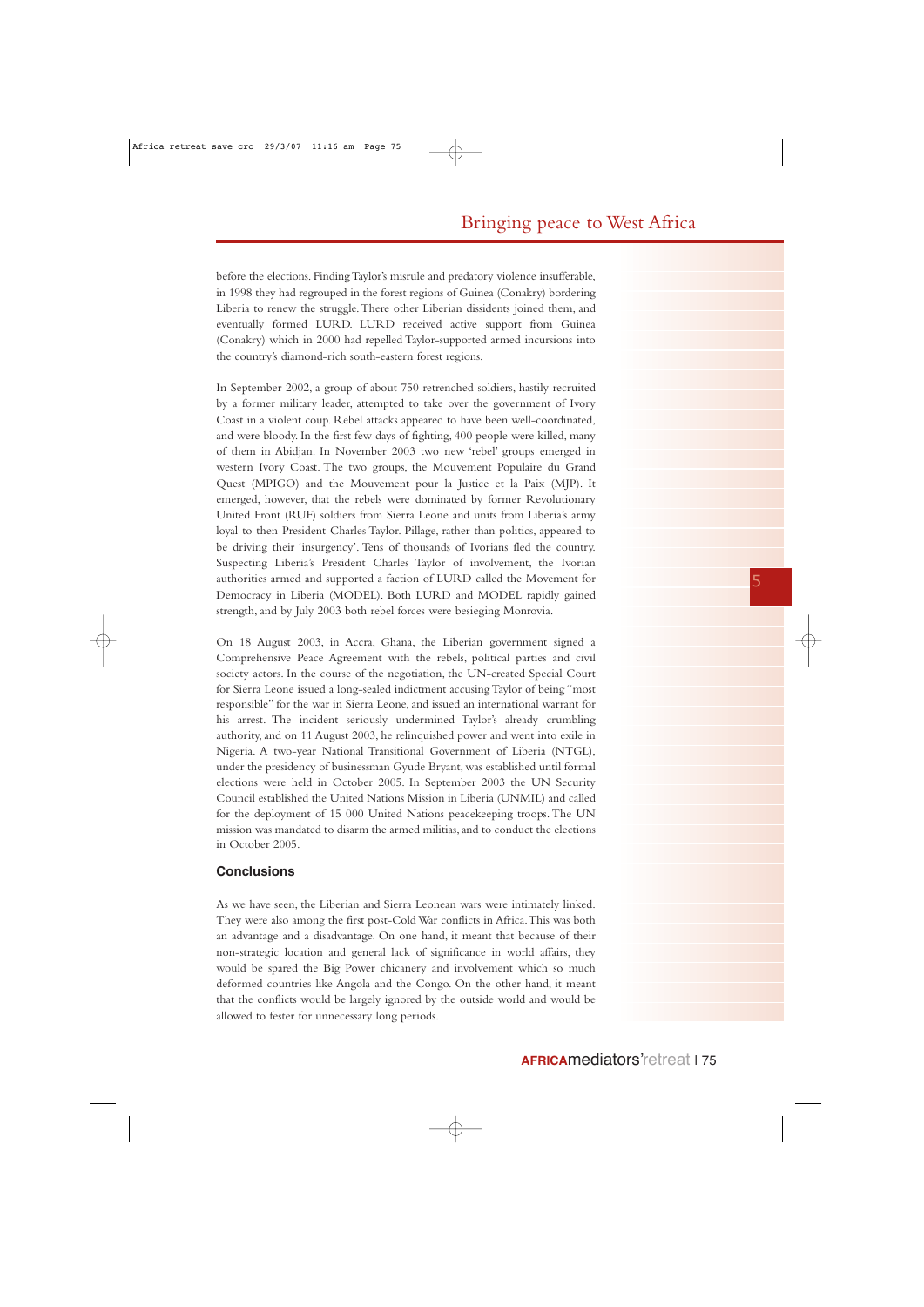before the elections. Finding Taylor's misrule and predatory violence insufferable, in 1998 they had regrouped in the forest regions of Guinea (Conakry) bordering Liberia to renew the struggle. There other Liberian dissidents joined them, and eventually formed LURD. LURD received active support from Guinea (Conakry) which in 2000 had repelled Taylor-supported armed incursions into the country's diamond-rich south-eastern forest regions.

In September 2002, a group of about 750 retrenched soldiers, hastily recruited by a former military leader, attempted to take over the government of Ivory Coast in a violent coup. Rebel attacks appeared to have been well-coordinated, and were bloody. In the first few days of fighting, 400 people were killed, many of them in Abidjan. In November 2003 two new 'rebel' groups emerged in western Ivory Coast. The two groups, the Mouvement Populaire du Grand Quest (MPIGO) and the Mouvement pour la Justice et la Paix (MJP). It emerged, however, that the rebels were dominated by former Revolutionary United Front (RUF) soldiers from Sierra Leone and units from Liberia's army loyal to then President Charles Taylor. Pillage, rather than politics, appeared to be driving their 'insurgency'. Tens of thousands of Ivorians fled the country. Suspecting Liberia's President Charles Taylor of involvement, the Ivorian authorities armed and supported a faction of LURD called the Movement for Democracy in Liberia (MODEL). Both LURD and MODEL rapidly gained strength, and by July 2003 both rebel forces were besieging Monrovia.

On 18 August 2003, in Accra, Ghana, the Liberian government signed a Comprehensive Peace Agreement with the rebels, political parties and civil society actors. In the course of the negotiation, the UN-created Special Court for Sierra Leone issued a long-sealed indictment accusing Taylor of being "most responsible" for the war in Sierra Leone, and issued an international warrant for his arrest. The incident seriously undermined Taylor's already crumbling authority, and on 11 August 2003, he relinquished power and went into exile in Nigeria. A two-year National Transitional Government of Liberia (NTGL), under the presidency of businessman Gyude Bryant, was established until formal elections were held in October 2005. In September 2003 the UN Security Council established the United Nations Mission in Liberia (UNMIL) and called for the deployment of 15 000 United Nations peacekeeping troops. The UN mission was mandated to disarm the armed militias, and to conduct the elections in October 2005.

## Conclusions

As we have seen, the Liberian and Sierra Leonean wars were intimately linked. They were also among the first post-Cold War conflicts in Africa. This was both an advantage and a disadvantage. On one hand, it meant that because of their non-strategic location and general lack of significance in world affairs, they would be spared the Big Power chicanery and involvement which so much deformed countries like Angola and the Congo. On the other hand, it meant that the conflicts would be largely ignored by the outside world and would be allowed to fester for unnecessary long periods.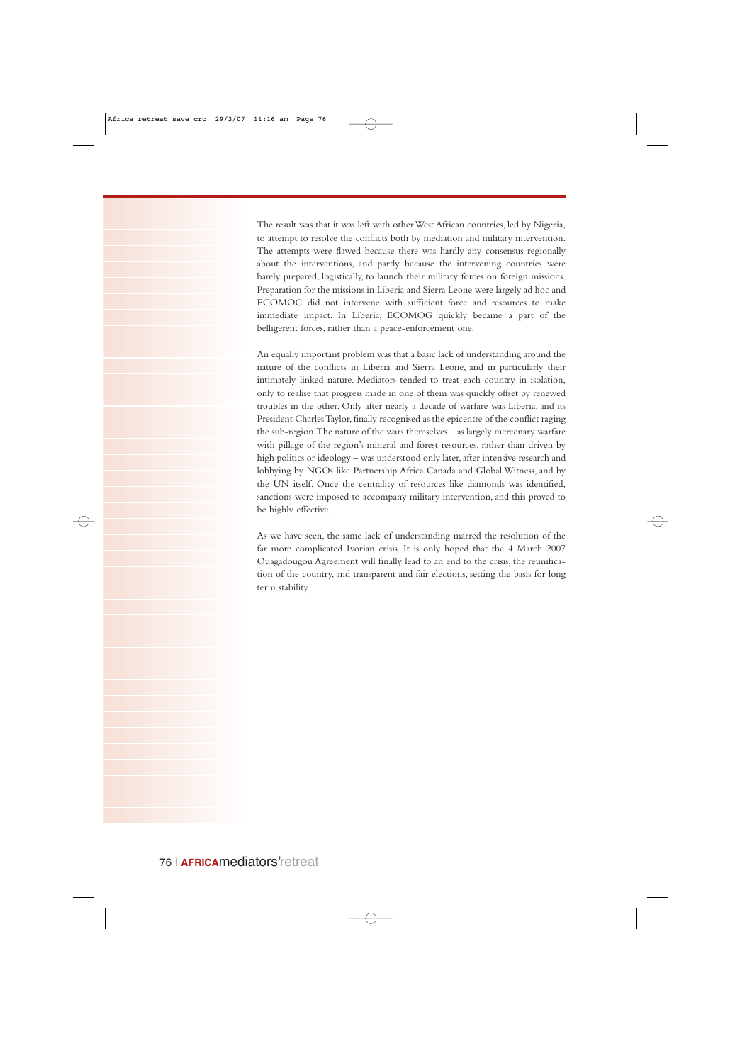The result was that it was left with other West African countries, led by Nigeria, to attempt to resolve the conflicts both by mediation and military intervention. The attempts were flawed because there was hardly any consensus regionally about the interventions, and partly because the intervening countries were barely prepared, logistically, to launch their military forces on foreign missions. Preparation for the missions in Liberia and Sierra Leone were largely ad hoc and ECOMOG did not intervene with sufficient force and resources to make immediate impact. In Liberia, ECOMOG quickly became a part of the belligerent forces, rather than a peace-enforcement one.

An equally important problem was that a basic lack of understanding around the nature of the conflicts in Liberia and Sierra Leone, and in particularly their intimately linked nature. Mediators tended to treat each country in isolation, only to realise that progress made in one of them was quickly offset by renewed troubles in the other. Only after nearly a decade of warfare was Liberia, and its President Charles Taylor, finally recognised as the epicentre of the conflict raging the sub-region. The nature of the wars themselves – as largely mercenary warfare with pillage of the region's mineral and forest resources, rather than driven by high politics or ideology – was understood only later, after intensive research and lobbying by NGOs like Partnership Africa Canada and Global Witness, and by the UN itself. Once the centrality of resources like diamonds was identified, sanctions were imposed to accompany military intervention, and this proved to be highly effective.

As we have seen, the same lack of understanding marred the resolution of the far more complicated Ivorian crisis. It is only hoped that the 4 March 2007 Ouagadougou Agreement will finally lead to an end to the crisis, the reunification of the country, and transparent and fair elections, setting the basis for long term stability.